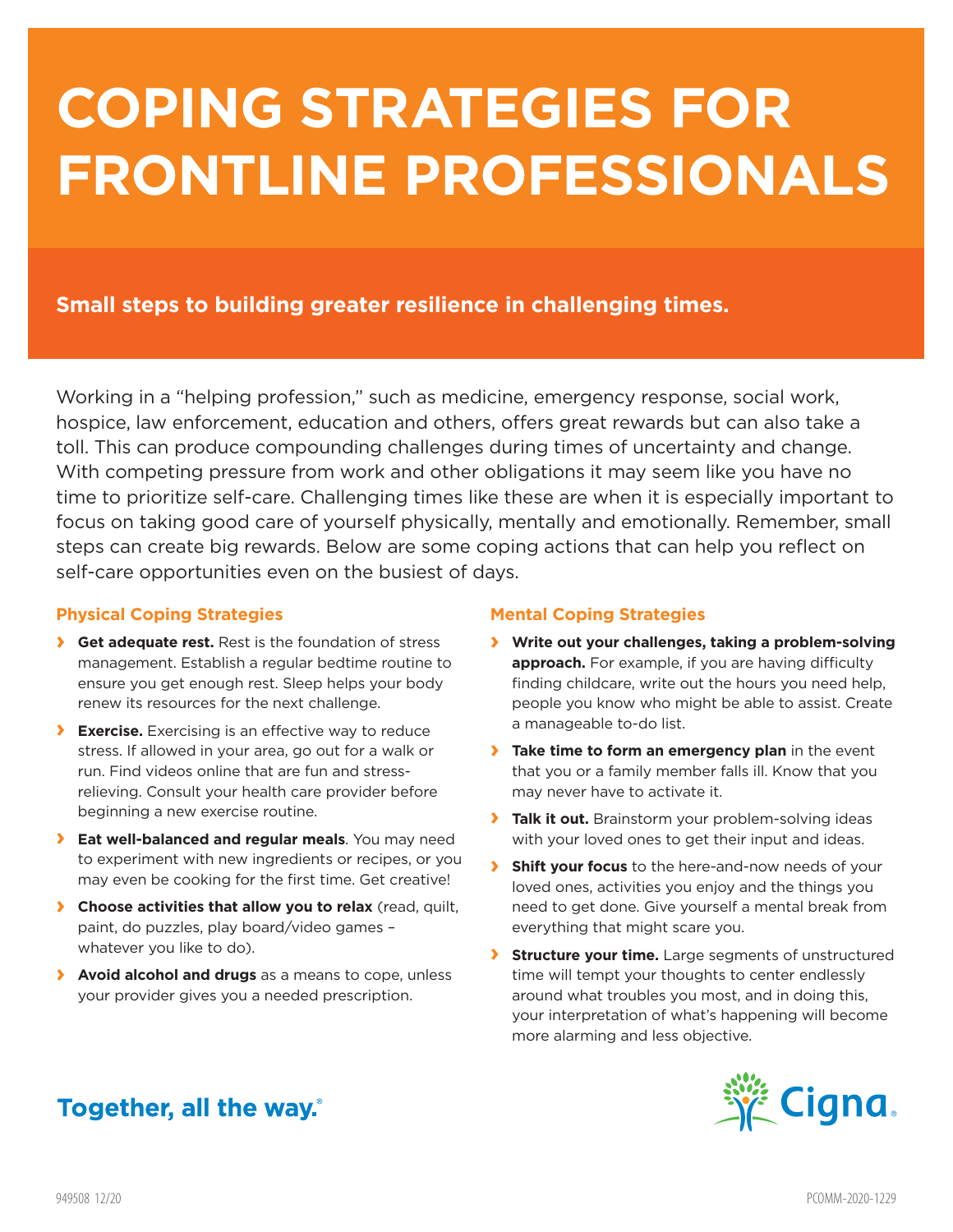# COPING STRATEGIES FOR FRONTLINE PROFESSIONALS

**Small steps to building greater resilience in challenging times.**

Working in a "helping profession," such as medicine, emergency response, social work, hospice, law enforcement, education and others, offers great rewards but can also take a toll. This can produce compounding challenges during times of uncertainty and change. With competing pressure from work and other obligations it may seem like you have no time to prioritize self-care. Challenging times like these are when it is especially important to focus on taking good care of yourself physically, mentally and emotionally. Remember, small steps can create big rewards. Below are some coping actions that can help you reflect on self-care opportunities even on the busiest of days.

### Physical Coping Strategies

- **Get adequate rest.** Rest is the foundation of stress management. Establish a regular bedtime routine to ensure you get enough rest. Sleep helps your body renew its resources for the next challenge.
- **Exercise.** Exercising is an effective way to reduce stress. If allowed in your area, go out for a walk or run. Find videos online that are fun and stress-relieving. Consult your health care provider before beginning a new exercise routine.
- **Eat well-balanced and regular meals**. You may need to experiment with new ingredients or recipes, or you may even be cooking for the first time. Get creative!
- **Choose activities that allow you to relax** (read, quilt, paint, do puzzles, play board/video games – whatever you like to do).
- **Avoid alcohol and drugs** as a means to cope, unless your provider gives you a needed prescription.

### Mental Coping Strategies

- **Write out your challenges, taking a problem-solving approach.** For example, if you are having difficulty finding childcare, write out the hours you need help, people you know who might be able to assist. Create a manageable to-do list.
- **Take time to form an emergency plan** in the event that you or a family member falls ill. Know that you may never have to activate it.
- **Talk it out.** Brainstorm your problem-solving ideas with your loved ones to get their input and ideas.
- **Shift your focus** to the here-and-now needs of your loved ones, activities you enjoy and the things you need to get done. Give yourself a mental break from everything that might scare you.
- **Structure your time.** Large segments of unstructured time will tempt your thoughts to center endlessly around what troubles you most, and in doing this, your interpretation of what's happening will become more alarming and less objective.

Together, all the way.®

Cigna.

949508 12/20 PCOMM-2020-1229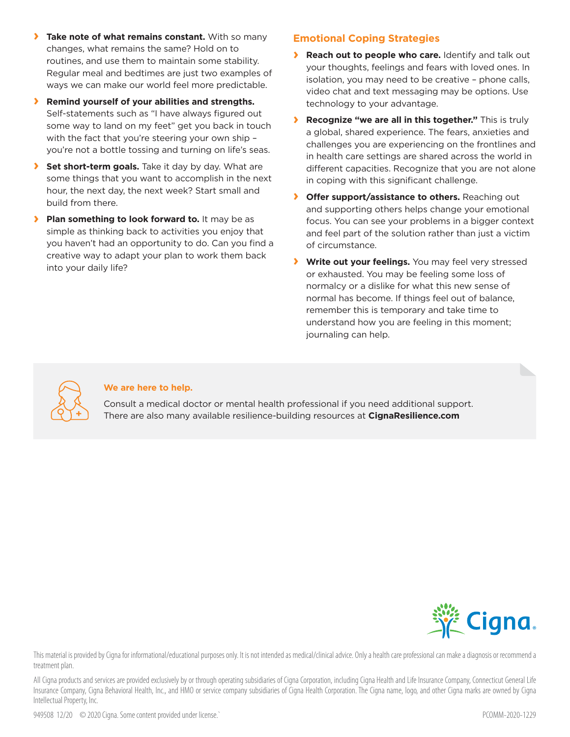- **Take note of what remains constant.** With so many changes, what remains the same? Hold on to routines, and use them to maintain some stability. Regular meal and bedtimes are just two examples of ways we can make our world feel more predictable.
- **Remind yourself of your abilities and strengths.** Self-statements such as "I have always figured out some way to land on my feet" get you back in touch with the fact that you're steering your own ship – you're not a bottle tossing and turning on life's seas.
- **Set short-term goals.** Take it day by day. What are some things that you want to accomplish in the next hour, the next day, the next week? Start small and build from there.
- **Plan something to look forward to.** It may be as simple as thinking back to activities you enjoy that you haven't had an opportunity to do. Can you find a creative way to adapt your plan to work them back into your daily life?

## Emotional Coping Strategies

- **Reach out to people who care.** Identify and talk out your thoughts, feelings and fears with loved ones. In isolation, you may need to be creative – phone calls, video chat and text messaging may be options. Use technology to your advantage.
- **Recognize "we are all in this together."** This is truly a global, shared experience. The fears, anxieties and challenges you are experiencing on the frontlines and in health care settings are shared across the world in different capacities. Recognize that you are not alone in coping with this significant challenge.
- **Offer support/assistance to others.** Reaching out and supporting others helps change your emotional focus. You can see your problems in a bigger context and feel part of the solution rather than just a victim of circumstance.
- **Write out your feelings.** You may feel very stressed or exhausted. You may be feeling some loss of normalcy or a dislike for what this new sense of normal has become. If things feel out of balance, remember this is temporary and take time to understand how you are feeling in this moment; journaling can help.

### We are here to help.

Consult a medical doctor or mental health professional if you need additional support. There are also many available resilience-building resources at **CignaResilience.com**

Cigna.

This material is provided by Cigna for informational/educational purposes only. It is not intended as medical/clinical advice. Only a health care professional can make a diagnosis or recommend a treatment plan.

All Cigna products and services are provided exclusively by or through operating subsidiaries of Cigna Corporation, including Cigna Health and Life Insurance Company, Connecticut General Life Insurance Company, Cigna Behavioral Health, Inc., and HMO or service company subsidiaries of Cigna Health Corporation. The Cigna name, logo, and other Cigna marks are owned by Cigna Intellectual Property, Inc.

949508 12/20 © 2020 Cigna. Some content provided under license.`

PCOMM-2020-1229